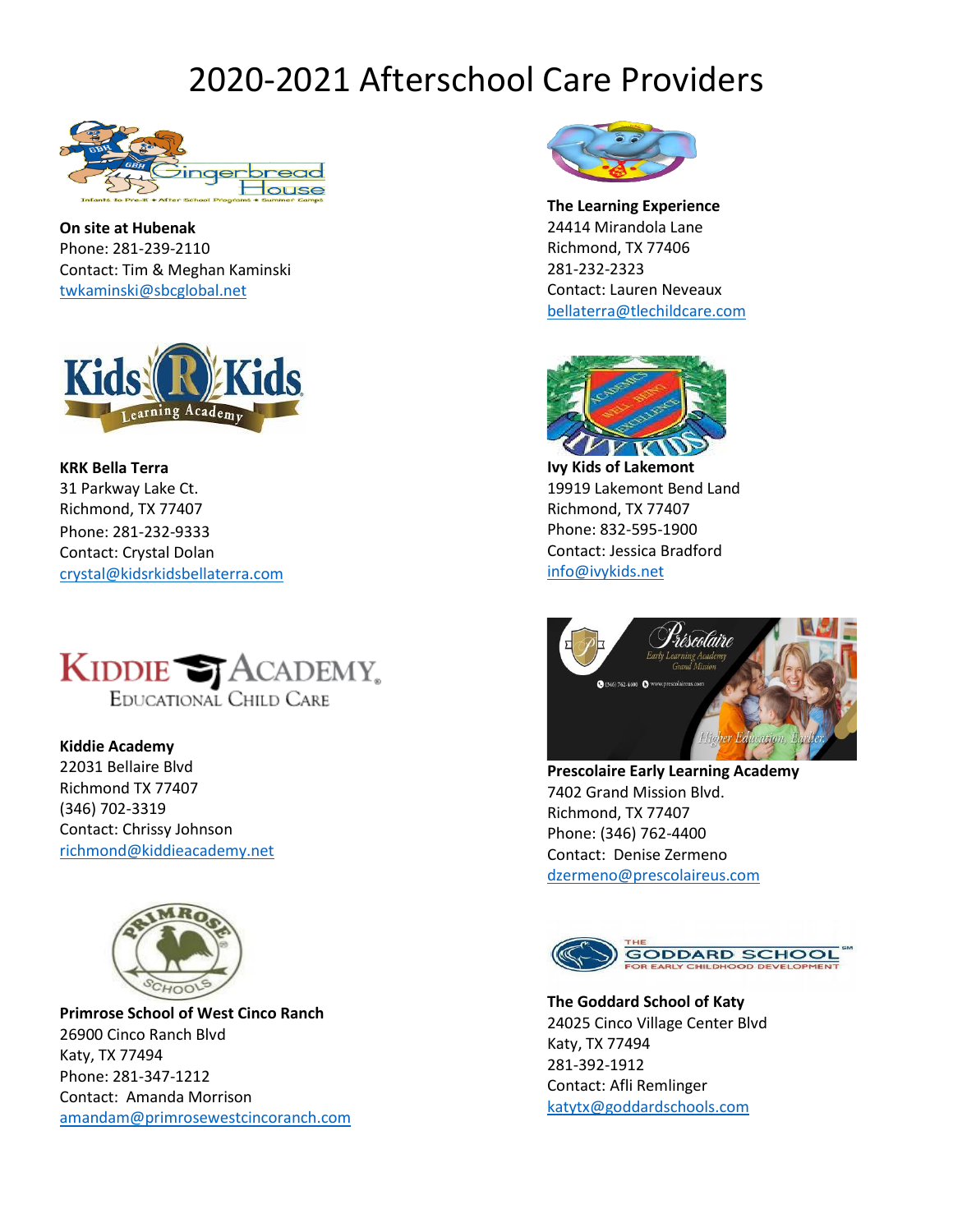# 2020-2021 Afterschool Care Providers

**On site at Hubenak**
Phone: 281-239-2110
Contact: Tim & Meghan Kaminski
twkaminski@sbcglobal.net

**The Learning Experience**
24414 Mirandola Lane
Richmond, TX 77406
281-232-2323
Contact: Lauren Neveaux
bellaterra@tlechildcare.com

**KRK Bella Terra**
31 Parkway Lake Ct.
Richmond, TX 77407
Phone: 281-232-9333
Contact: Crystal Dolan
crystal@kidsrkidsbellaterra.com

**Ivy Kids of Lakemont**
19919 Lakemont Bend Land
Richmond, TX 77407
Phone: 832-595-1900
Contact: Jessica Bradford
info@ivykids.net

**Kiddie Academy**
22031 Bellaire Blvd
Richmond TX 77407
(346) 702-3319
Contact: Chrissy Johnson
richmond@kiddieacademy.net

**Prescolaire Early Learning Academy**
7402 Grand Mission Blvd.
Richmond, TX 77407
Phone: (346) 762-4400
Contact: Denise Zermeno
dzermeno@prescolaireus.com

**Primrose School of West Cinco Ranch**
26900 Cinco Ranch Blvd
Katy, TX 77494
Phone: 281-347-1212
Contact: Amanda Morrison
amandam@primrosewestcincoranch.com

**The Goddard School of Katy**
24025 Cinco Village Center Blvd
Katy, TX 77494
281-392-1912
Contact: Afli Remlinger
katytx@goddardschools.com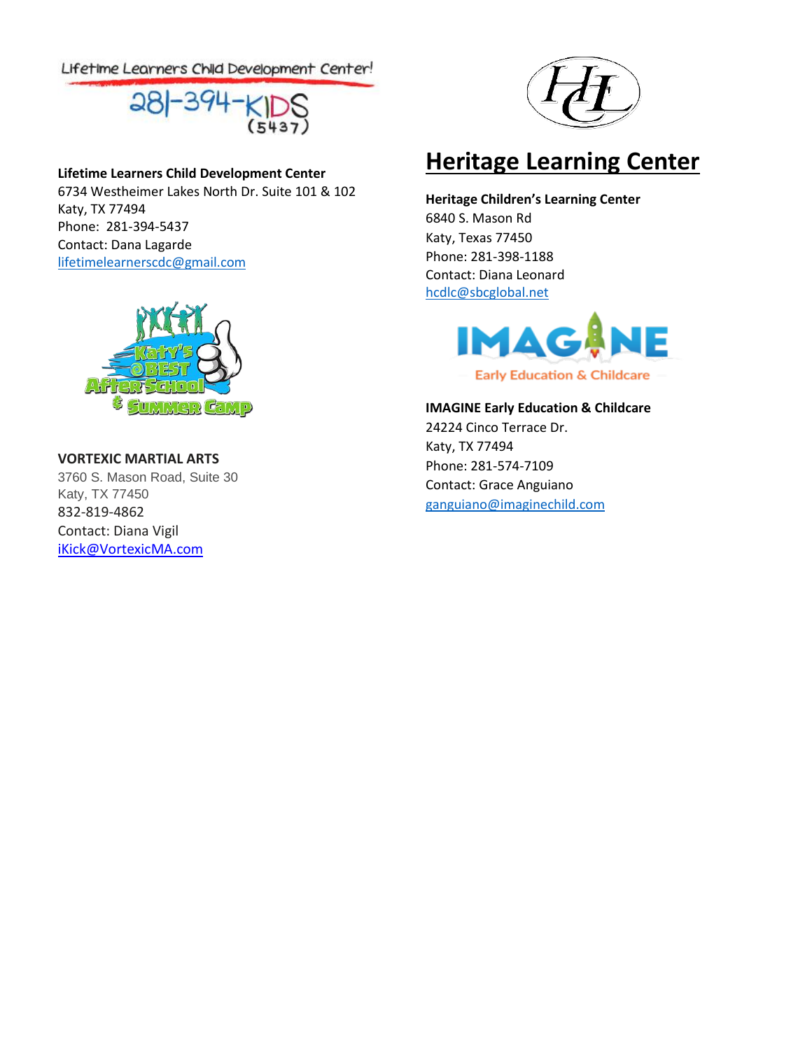Lifetime Learners Child Development Center!

281-394-KIDS (5437)

**Lifetime Learners Child Development Center**
6734 Westheimer Lakes North Dr. Suite 101 & 102
Katy, TX 77494
Phone: 281-394-5437
Contact: Dana Lagarde
lifetimelearnerscdc@gmail.com

Katy's Best After School & Summer Camp

**VORTEXIC MARTIAL ARTS**
3760 S. Mason Road, Suite 30
Katy, TX 77450
832-819-4862
Contact: Diana Vigil
iKick@VortexicMA.com

# Heritage Learning Center

**Heritage Children's Learning Center**
6840 S. Mason Rd
Katy, Texas 77450
Phone: 281-398-1188
Contact: Diana Leonard
hcdlc@sbcglobal.net

IMAGINE Early Education & Childcare

**IMAGINE Early Education & Childcare**
24224 Cinco Terrace Dr.
Katy, TX 77494
Phone: 281-574-7109
Contact: Grace Anguiano
ganguiano@imaginechild.com